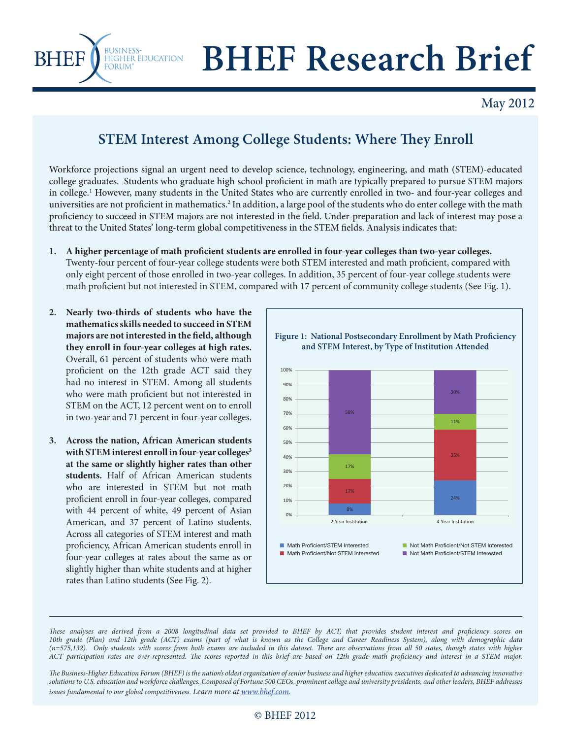# BHEF Research Brief

May 2012

## STEM Interest Among College Students: Where They Enroll

Workforce projections signal an urgent need to develop science, technology, engineering, and math (STEM)-educated college graduates. Students who graduate high school proficient in math are typically prepared to pursue STEM majors in college.[1] However, many students in the United States who are currently enrolled in two- and four-year colleges and universities are not proficient in mathematics.[2] In addition, a large pool of the students who do enter college with the math proficiency to succeed in STEM majors are not interested in the field. Under-preparation and lack of interest may pose a threat to the United States' long-term global competitiveness in the STEM fields. Analysis indicates that:

1. **A higher percentage of math proficient students are enrolled in four-year colleges than two-year colleges.** Twenty-four percent of four-year college students were both STEM interested and math proficient, compared with only eight percent of those enrolled in two-year colleges. In addition, 35 percent of four-year college students were math proficient but not interested in STEM, compared with 17 percent of community college students (See Fig. 1).

2. **Nearly two-thirds of students who have the mathematics skills needed to succeed in STEM majors are not interested in the field, although they enroll in four-year colleges at high rates.** Overall, 61 percent of students who were math proficient on the 12th grade ACT said they had no interest in STEM. Among all students who were math proficient but not interested in STEM on the ACT, 12 percent went on to enroll in two-year and 71 percent in four-year colleges.

3. **Across the nation, African American students with STEM interest enroll in four-year colleges[3] at the same or slightly higher rates than other students.** Half of African American students who are interested in STEM but not math proficient enroll in four-year colleges, compared with 44 percent of white, 49 percent of Asian American, and 37 percent of Latino students. Across all categories of STEM interest and math proficiency, African American students enroll in four-year colleges at rates about the same as or slightly higher than white students and at higher rates than Latino students (See Fig. 2).

**Figure 1: National Postsecondary Enrollment by Math Proficiency and STEM Interest, by Type of Institution Attended**

| | 2-Year Institution | 4-Year Institution |
|---|---|---|
| Math Proficient/STEM Interested | 8% | 24% |
| Math Proficient/Not STEM Interested | 17% | 35% |
| Not Math Proficient/Not STEM Interested | 17% | 11% |
| Not Math Proficient/STEM Interested | 58% | 30% |

*These analyses are derived from a 2008 longitudinal data set provided to BHEF by ACT, that provides student interest and proficiency scores on 10th grade (Plan) and 12th grade (ACT) exams (part of what is known as the College and Career Readiness System), along with demographic data (n=575,132). Only students with scores from both exams are included in this dataset. There are observations from all 50 states, though states with higher ACT participation rates are over-represented. The scores reported in this brief are based on 12th grade math proficiency and interest in a STEM major.*

*The Business-Higher Education Forum (BHEF) is the nation's oldest organization of senior business and higher education executives dedicated to advancing innovative solutions to U.S. education and workforce challenges. Composed of Fortune 500 CEOs, prominent college and university presidents, and other leaders, BHEF addresses issues fundamental to our global competitiveness.* Learn more at [www.bhef.com](http://www.bhef.com).

© BHEF 2012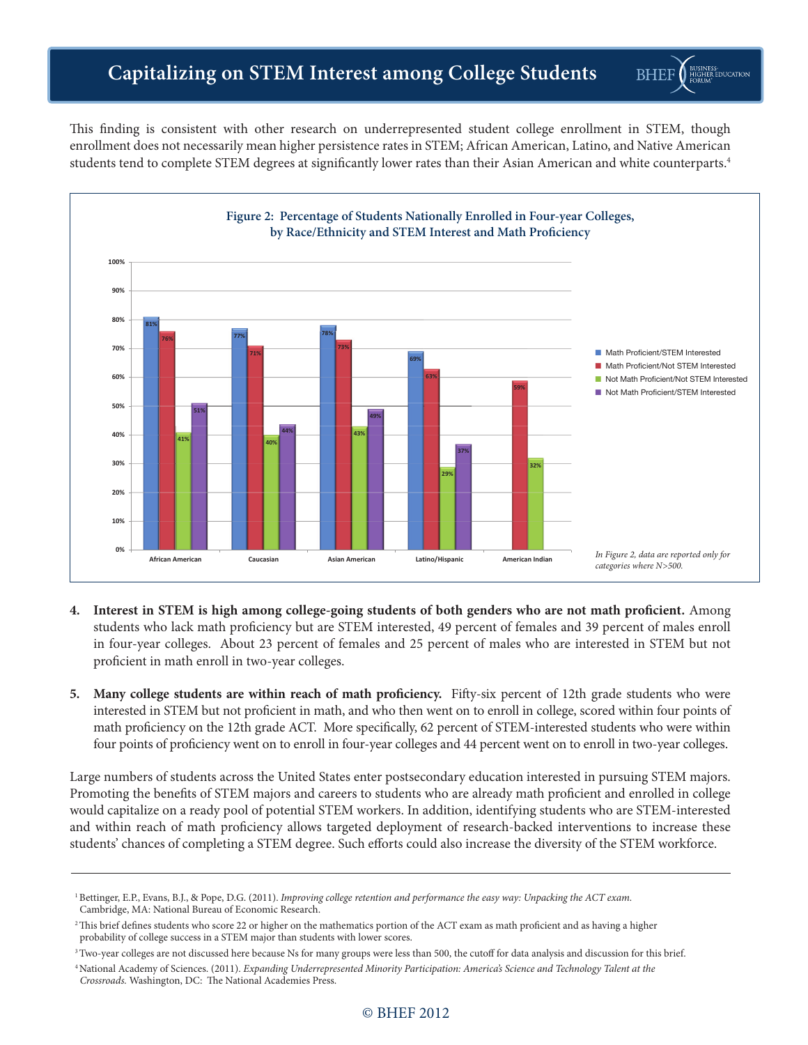# Capitalizing on STEM Interest among College Students

This finding is consistent with other research on underrepresented student college enrollment in STEM, though enrollment does not necessarily mean higher persistence rates in STEM; African American, Latino, and Native American students tend to complete STEM degrees at significantly lower rates than their Asian American and white counterparts.[4]

**Figure 2: Percentage of Students Nationally Enrolled in Four-year Colleges, by Race/Ethnicity and STEM Interest and Math Proficiency**

100%
90%
80%
70%
60%
50%
40%
30%
20%
10%
0%

African American: 81%, 76%, 41%, 51%
Caucasian: 77%, 71%, 40%, 44%
Asian American: 78%, 73%, 43%, 49%
Latino/Hispanic: 69%, 63%, 29%, 37%
American Indian: 59%, 32%

Math Proficient/STEM Interested
Math Proficient/Not STEM Interested
Not Math Proficient/Not STEM Interested
Not Math Proficient/STEM Interested

*In Figure 2, data are reported only for categories where N>500.*

4. **Interest in STEM is high among college-going students of both genders who are not math proficient.** Among students who lack math proficiency but are STEM interested, 49 percent of females and 39 percent of males enroll in four-year colleges. About 23 percent of females and 25 percent of males who are interested in STEM but not proficient in math enroll in two-year colleges.

5. **Many college students are within reach of math proficiency.** Fifty-six percent of 12th grade students who were interested in STEM but not proficient in math, and who then went on to enroll in college, scored within four points of math proficiency on the 12th grade ACT. More specifically, 62 percent of STEM-interested students who were within four points of proficiency went on to enroll in four-year colleges and 44 percent went on to enroll in two-year colleges.

Large numbers of students across the United States enter postsecondary education interested in pursuing STEM majors. Promoting the benefits of STEM majors and careers to students who are already math proficient and enrolled in college would capitalize on a ready pool of potential STEM workers. In addition, identifying students who are STEM-interested and within reach of math proficiency allows targeted deployment of research-backed interventions to increase these students' chances of completing a STEM degree. Such efforts could also increase the diversity of the STEM workforce.

---

[1] Bettinger, E.P., Evans, B.J., & Pope, D.G. (2011). *Improving college retention and performance the easy way: Unpacking the ACT exam.* Cambridge, MA: National Bureau of Economic Research.

[2] This brief defines students who score 22 or higher on the mathematics portion of the ACT exam as math proficient and as having a higher probability of college success in a STEM major than students with lower scores.

[3] Two-year colleges are not discussed here because Ns for many groups were less than 500, the cutoff for data analysis and discussion for this brief.

[4] National Academy of Sciences. (2011). *Expanding Underrepresented Minority Participation: America's Science and Technology Talent at the Crossroads.* Washington, DC: The National Academies Press.

© BHEF 2012